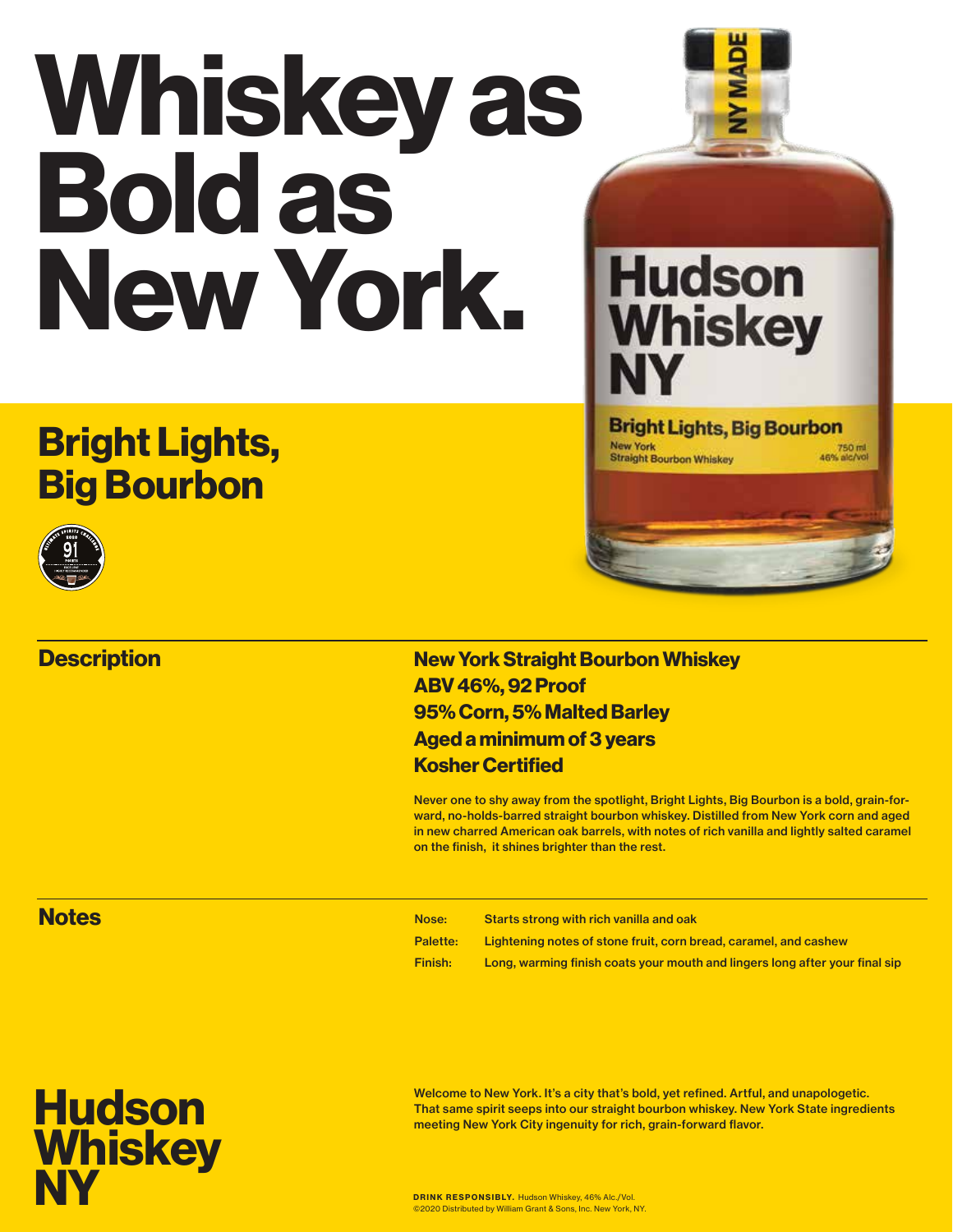# Whiskey as Bold as New York.

## Bright Lights, Big Bourbon

## Description

**New York Straight Bourbon Whiskey**
**ABV 46%, 92 Proof**
**95% Corn, 5% Malted Barley**
**Aged a minimum of 3 years**
**Kosher Certified**

Never one to shy away from the spotlight, Bright Lights, Big Bourbon is a bold, grain-forward, no-holds-barred straight bourbon whiskey. Distilled from New York corn and aged in new charred American oak barrels, with notes of rich vanilla and lightly salted caramel on the finish, it shines brighter than the rest.

## Notes

| | |
|---|---|
| Nose: | Starts strong with rich vanilla and oak |
| Palette: | Lightening notes of stone fruit, corn bread, caramel, and cashew |
| Finish: | Long, warming finish coats your mouth and lingers long after your final sip |

**Hudson Whiskey NY**

Welcome to New York. It's a city that's bold, yet refined. Artful, and unapologetic. That same spirit seeps into our straight bourbon whiskey. New York State ingredients meeting New York City ingenuity for rich, grain-forward flavor.

**DRINK RESPONSIBLY.** Hudson Whiskey, 46% Alc./Vol.
©2020 Distributed by William Grant & Sons, Inc. New York, NY.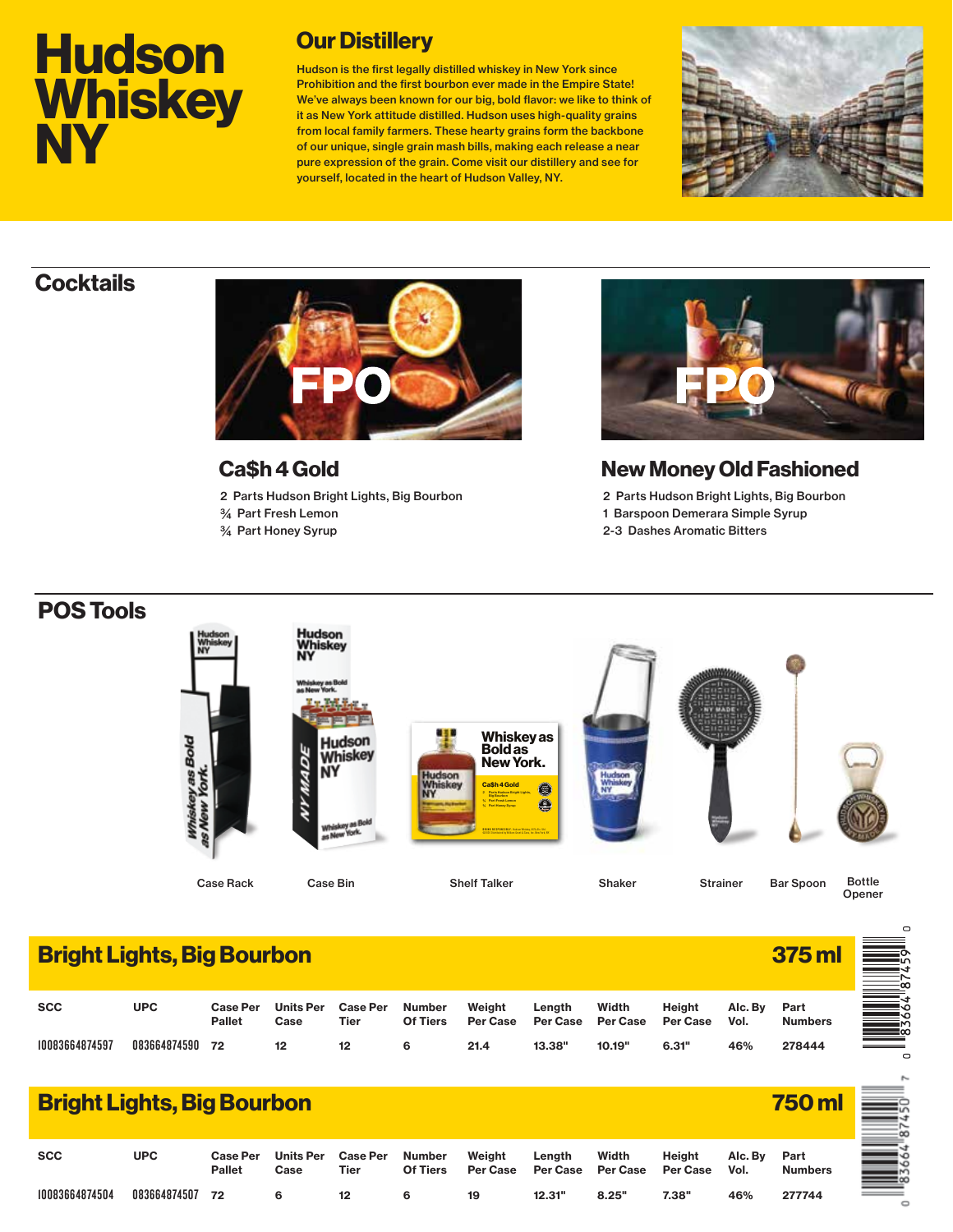# Hudson Whiskey NY

## Our Distillery

Hudson is the first legally distilled whiskey in New York since Prohibition and the first bourbon ever made in the Empire State! We've always been known for our big, bold flavor: we like to think of it as New York attitude distilled. Hudson uses high-quality grains from local family farmers. These hearty grains form the backbone of our unique, single grain mash bills, making each release a near pure expression of the grain. Come visit our distillery and see for yourself, located in the heart of Hudson Valley, NY.

## Cocktails

### Ca$h 4 Gold

2 Parts Hudson Bright Lights, Big Bourbon
¾ Part Fresh Lemon
¾ Part Honey Syrup

### New Money Old Fashioned

2 Parts Hudson Bright Lights, Big Bourbon
1 Barspoon Demerara Simple Syrup
2-3 Dashes Aromatic Bitters

## POS Tools

Case Rack

Case Bin

Shelf Talker

Shaker

Strainer

Bar Spoon

Bottle Opener

## Bright Lights, Big Bourbon — 375 ml

| SCC | UPC | Case Per Pallet | Units Per Case | Case Per Tier | Number Of Tiers | Weight Per Case | Length Per Case | Width Per Case | Height Per Case | Alc. By Vol. | Part Numbers |
|---|---|---|---|---|---|---|---|---|---|---|---|
| 10083664874597 | 083664874590 | 72 | 12 | 12 | 6 | 21.4 | 13.38" | 10.19" | 6.31" | 46% | 278444 |

## Bright Lights, Big Bourbon — 750 ml

| SCC | UPC | Case Per Pallet | Units Per Case | Case Per Tier | Number Of Tiers | Weight Per Case | Length Per Case | Width Per Case | Height Per Case | Alc. By Vol. | Part Numbers |
|---|---|---|---|---|---|---|---|---|---|---|---|
| 10083664874504 | 083664874507 | 72 | 6 | 12 | 6 | 19 | 12.31" | 8.25" | 7.38" | 46% | 277744 |